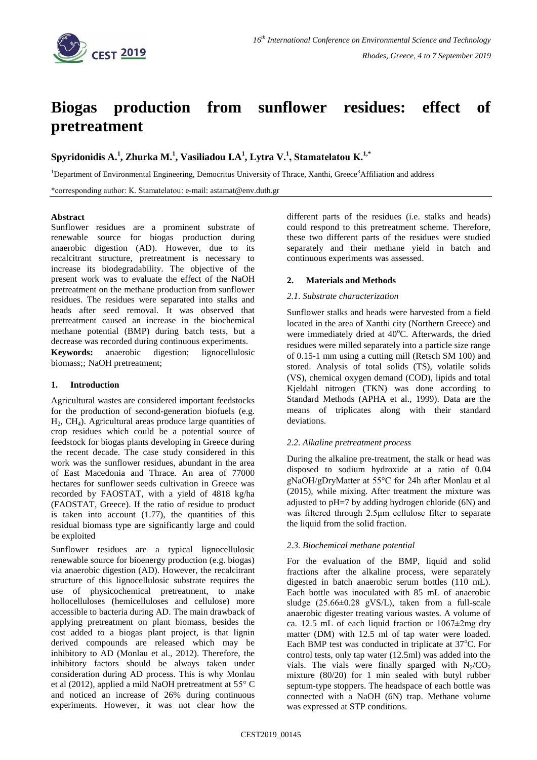# Biogas production from sunflower residues: effect of pretreatment

**Spyridonidis A.[1], Zhurka M.[1], Vasiliadou I.A[1], Lytra V.[1], Stamatelatou K.[1,*]**

[1]Department of Environmental Engineering, Democritus University of Thrace, Xanthi, Greece[3]Affiliation and address

*corresponding author: K. Stamatelatou: e-mail: astamat@env.duth.gr

### Abstract

Sunflower residues are a prominent substrate of renewable source for biogas production during anaerobic digestion (AD). However, due to its recalcitrant structure, pretreatment is necessary to increase its biodegradability. The objective of the present work was to evaluate the effect of the NaOH pretreatment on the methane production from sunflower residues. The residues were separated into stalks and heads after seed removal. It was observed that pretreatment caused an increase in the biochemical methane potential (BMP) during batch tests, but a decrease was recorded during continuous experiments.

**Keywords:** anaerobic digestion; lignocellulosic biomass;; NaOH pretreatment;

## 1. Introduction

Agricultural wastes are considered important feedstocks for the production of second-generation biofuels (e.g. $H_2$, $CH_4$). Agricultural areas produce large quantities of crop residues which could be a potential source of feedstock for biogas plants developing in Greece during the recent decade. The case study considered in this work was the sunflower residues, abundant in the area of East Macedonia and Thrace. An area of 77000 hectares for sunflower seeds cultivation in Greece was recorded by FAOSTAT, with a yield of 4818 kg/ha (FAOSTAT, Greece). If the ratio of residue to product is taken into account (1.77), the quantities of this residual biomass type are significantly large and could be exploited

Sunflower residues are a typical lignocellulosic renewable source for bioenergy production (e.g. biogas) via anaerobic digestion (AD). However, the recalcitrant structure of this lignocellulosic substrate requires the use of physicochemical pretreatment, to make hollocelluloses (hemicelluloses and cellulose) more accessible to bacteria during AD. The main drawback of applying pretreatment on plant biomass, besides the cost added to a biogas plant project, is that lignin derived compounds are released which may be inhibitory to AD (Monlau et al., 2012). Therefore, the inhibitory factors should be always taken under consideration during AD process. This is why Monlau et al (2012), applied a mild NaOH pretreatment at 55° C and noticed an increase of 26% during continuous experiments. However, it was not clear how the different parts of the residues (i.e. stalks and heads) could respond to this pretreatment scheme. Therefore, these two different parts of the residues were studied separately and their methane yield in batch and continuous experiments was assessed.

## 2. Materials and Methods

### *2.1. Substrate characterization*

Sunflower stalks and heads were harvested from a field located in the area of Xanthi city (Northern Greece) and were immediately dried at 40°C. Afterwards, the dried residues were milled separately into a particle size range of 0.15-1 mm using a cutting mill (Retsch SM 100) and stored. Analysis of total solids (TS), volatile solids (VS), chemical oxygen demand (COD), lipids and total Kjeldahl nitrogen (TKN) was done according to Standard Methods (APHA et al., 1999). Data are the means of triplicates along with their standard deviations.

### *2.2. Alkaline pretreatment process*

During the alkaline pre-treatment, the stalk or head was disposed to sodium hydroxide at a ratio of 0.04 gNaOH/gDryMatter at 55°C for 24h after Monlau et al (2015), while mixing. After treatment the mixture was adjusted to pH=7 by adding hydrogen chloride (6N) and was filtered through 2.5μm cellulose filter to separate the liquid from the solid fraction.

### *2.3. Biochemical methane potential*

For the evaluation of the BMP, liquid and solid fractions after the alkaline process, were separately digested in batch anaerobic serum bottles (110 mL). Each bottle was inoculated with 85 mL of anaerobic sludge (25.66±0.28 gVS/L), taken from a full-scale anaerobic digester treating various wastes. A volume of ca. 12.5 mL of each liquid fraction or 1067±2mg dry matter (DM) with 12.5 ml of tap water were loaded. Each BMP test was conducted in triplicate at 37°C. For control tests, only tap water (12.5ml) was added into the vials. The vials were finally sparged with $N_2/CO_2$ mixture (80/20) for 1 min sealed with butyl rubber septum-type stoppers. The headspace of each bottle was connected with a NaOH (6N) trap. Methane volume was expressed at STP conditions.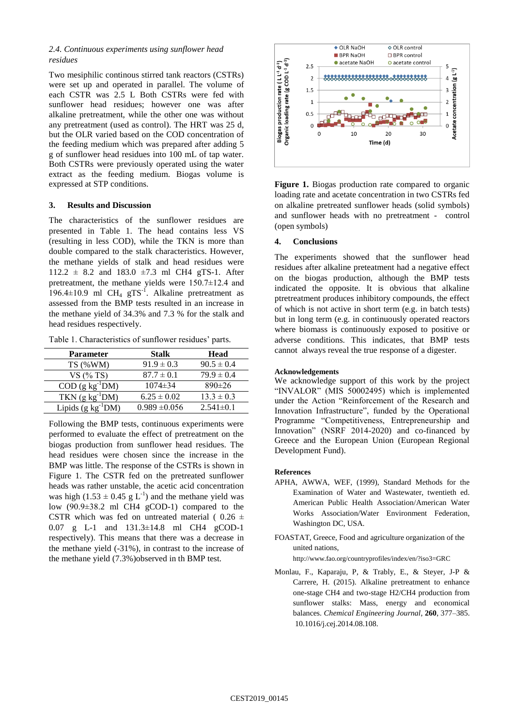### 2.4. Continuous experiments using sunflower head residues

Two mesiphilic continous stirred tank reactors (CSTRs) were set up and operated in parallel. The volume of each CSTR was 2.5 L Both CSTRs were fed with sunflower head residues; however one was after alkaline pretreatment, while the other one was without any pretreatment (used as control). The HRT was 25 d, but the OLR varied based on the COD concentration of the feeding medium which was prepared after adding 5 g of sunflower head residues into 100 mL of tap water. Both CSTRs were previously operated using the water extract as the feeding medium. Biogas volume is expressed at STP conditions.

## 3. Results and Discussion

The characteristics of the sunflower residues are presented in Table 1. The head contains less VS (resulting in less COD), while the TKN is more than double compared to the stalk characteristics. However, the methane yields of stalk and head residues were 112.2 ± 8.2 and 183.0 ±7.3 ml CH4 gTS-1. After pretreatment, the methane yields were 150.7±12.4 and 196.4±10.9 ml $CH_4$ $gTS^{-1}$. Alkaline pretreatment as assessed from the BMP tests resulted in an increase in the methane yield of 34.3% and 7.3 % for the stalk and head residues respectively.

Table 1. Characteristics of sunflower residues' parts.

| Parameter | Stalk | Head |
|---|---|---|
| TS (%WM) | 91.9 ± 0.3 | 90.5 ± 0.4 |
| VS (% TS) | 87.7 ± 0.1 | 79.9 ± 0.4 |
| COD (g $kg^{-1}$DM) | 1074±34 | 890±26 |
| TKN (g $kg^{-1}$DM) | 6.25 ± 0.02 | 13.3 ± 0.3 |
| Lipids (g $kg^{-1}$DM) | 0.989 ±0.056 | 2.541±0.1 |

Following the BMP tests, continuous experiments were performed to evaluate the effect of pretreatment on the biogas production from sunflower head residues. The head residues were chosen since the increase in the BMP was little. The response of the CSTRs is shown in Figure 1. The CSTR fed on the pretreated sunflower heads was rather unstable, the acetic acid concentration was high (1.53 ± 0.45 g $L^{-1}$) and the methane yield was low (90.9±38.2 ml CH4 gCOD-1) compared to the CSTR which was fed on untreated material ( 0.26 ± 0.07 g L-1 and 131.3±14.8 ml CH4 gCOD-1 respectively). This means that there was a decrease in the methane yield (-31%), in contrast to the increase of the methane yield (7.3%)observed in th BMP test.

OLR NaOH
BPR NaOH
acetate NaOH
OLR control
BPR control
acetate control
Biogas production rate ( L L⁻¹ d⁻¹)
Organic loading rate (g COD L⁻¹ d⁻¹)
Acetate concentration (g L⁻¹)
2.5
2
1.5
1
0.5
0
5
4
3
2
1
0
0
10
20
30
Time (d)

**Figure 1.** Biogas production rate compared to organic loading rate and acetate concentration in two CSTRs fed on alkaline pretreated sunflower heads (solid symbols) and sunflower heads with no pretreatment - control (open symbols)

## 4. Conclusions

The experiments showed that the sunflower head residues after alkaline preteatment had a negative effect on the biogas production, although the BMP tests indicated the opposite. It is obvious that alkaline ptretreatment produces inhibitory compounds, the effect of which is not active in short term (e.g. in batch tests) but in long term (e.g. in continuously operated reactors where biomass is continuously exposed to positive or adverse conditions. This indicates, that BMP tests cannot always reveal the true response of a digester.

### Acknowledgements

We acknowledge support of this work by the project "INVALOR" (MIS 50002495) which is implemented under the Action "Reinforcement of the Research and Innovation Infrastructure", funded by the Operational Programme "Competitiveness, Entrepreneurship and Innovation" (NSRF 2014-2020) and co-financed by Greece and the European Union (European Regional Development Fund).

### References

APHA, AWWA, WEF, (1999), Standard Methods for the Examination of Water and Wastewater, twentieth ed. American Public Health Association/American Water Works Association/Water Environment Federation, Washington DC, USA.

FOASTAT, Greece, Food and agriculture organization of the united nations, http://www.fao.org/countryprofiles/index/en/?iso3=GRC

Monlau, F., Kaparaju, P, & Trably, E., & Steyer, J-P & Carrere, H. (2015). Alkaline pretreatment to enhance one-stage CH4 and two-stage H2/CH4 production from sunflower stalks: Mass, energy and economical balances. *Chemical Engineering Journal*, **260**, 377–385. 10.1016/j.cej.2014.08.108.